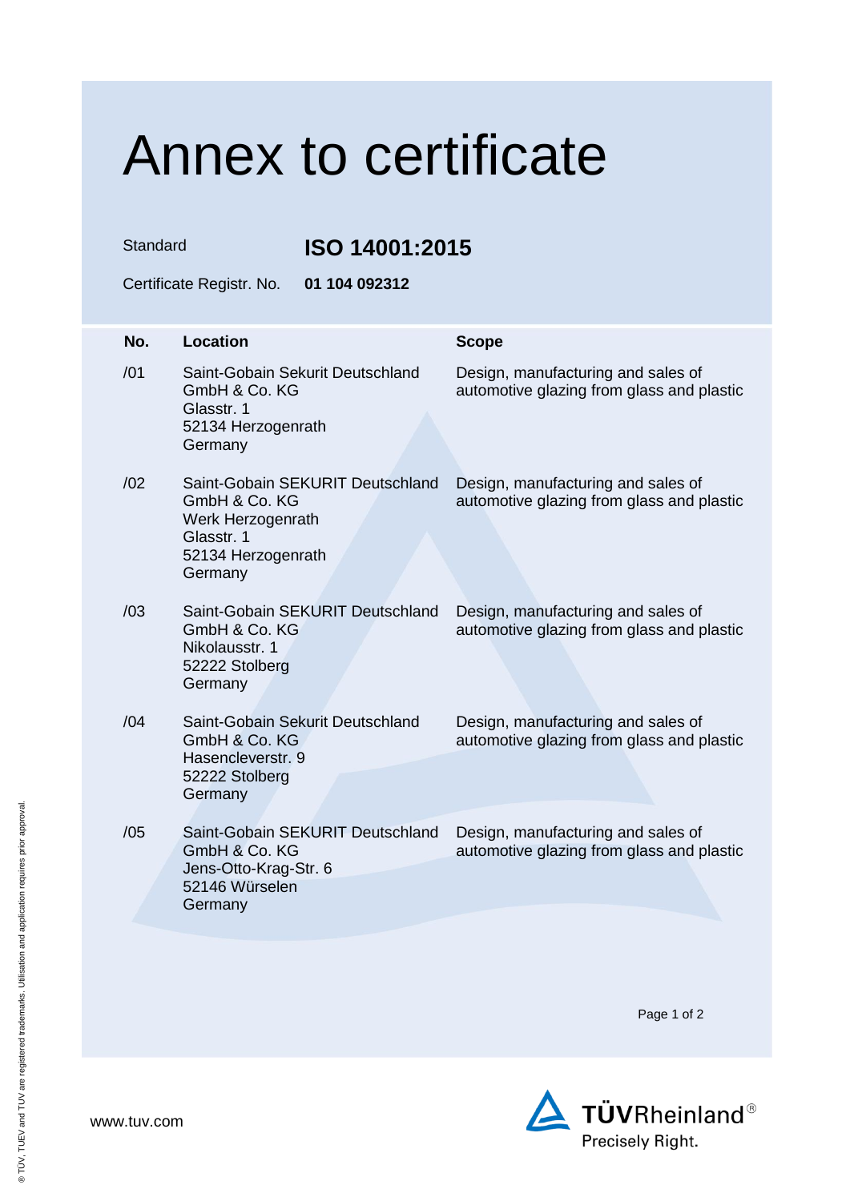# Annex to certificate

Standard **ISO 14001:2015**

Certificate Registr. No. **01 104 092312**

| No. | Location | Scope |
|---|---|---|
| /01 | Saint-Gobain Sekurit Deutschland GmbH & Co. KG<br>Glasstr. 1<br>52134 Herzogenrath<br>Germany | Design, manufacturing and sales of automotive glazing from glass and plastic |
| /02 | Saint-Gobain SEKURIT Deutschland GmbH & Co. KG<br>Werk Herzogenrath<br>Glasstr. 1<br>52134 Herzogenrath<br>Germany | Design, manufacturing and sales of automotive glazing from glass and plastic |
| /03 | Saint-Gobain SEKURIT Deutschland GmbH & Co. KG<br>Nikolausstr. 1<br>52222 Stolberg<br>Germany | Design, manufacturing and sales of automotive glazing from glass and plastic |
| /04 | Saint-Gobain Sekurit Deutschland GmbH & Co. KG<br>Hasencleverstr. 9<br>52222 Stolberg<br>Germany | Design, manufacturing and sales of automotive glazing from glass and plastic |
| /05 | Saint-Gobain SEKURIT Deutschland GmbH & Co. KG<br>Jens-Otto-Krag-Str. 6<br>52146 Würselen<br>Germany | Design, manufacturing and sales of automotive glazing from glass and plastic |

www.tuv.com

TÜVRheinland®
Precisely Right.

® TÜV, TUEV and TUV are registered trademarks. Utilisation and application requires prior approval.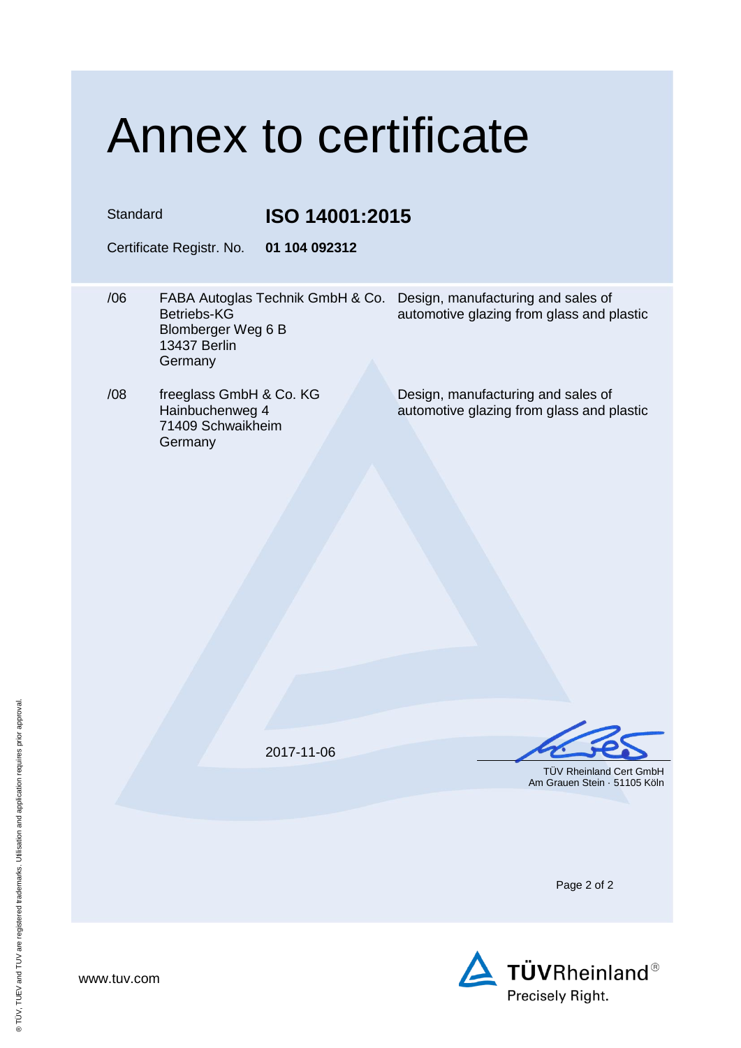# Annex to certificate

Standard **ISO 14001:2015**

Certificate Registr. No. **01 104 092312**

| | | |
|---|---|---|
| /06 | FABA Autoglas Technik GmbH & Co. Betriebs-KG<br>Blomberger Weg 6 B<br>13437 Berlin<br>Germany | Design, manufacturing and sales of automotive glazing from glass and plastic |
| /08 | freeglass GmbH & Co. KG<br>Hainbuchenweg 4<br>71409 Schwaikheim<br>Germany | Design, manufacturing and sales of automotive glazing from glass and plastic |

2017-11-06

TÜV Rheinland Cert GmbH
Am Grauen Stein · 51105 Köln

www.tuv.com

TÜVRheinland®
Precisely Right.

® TÜV, TUEV and TUV are registered trademarks. Utilisation and application requires prior approval.